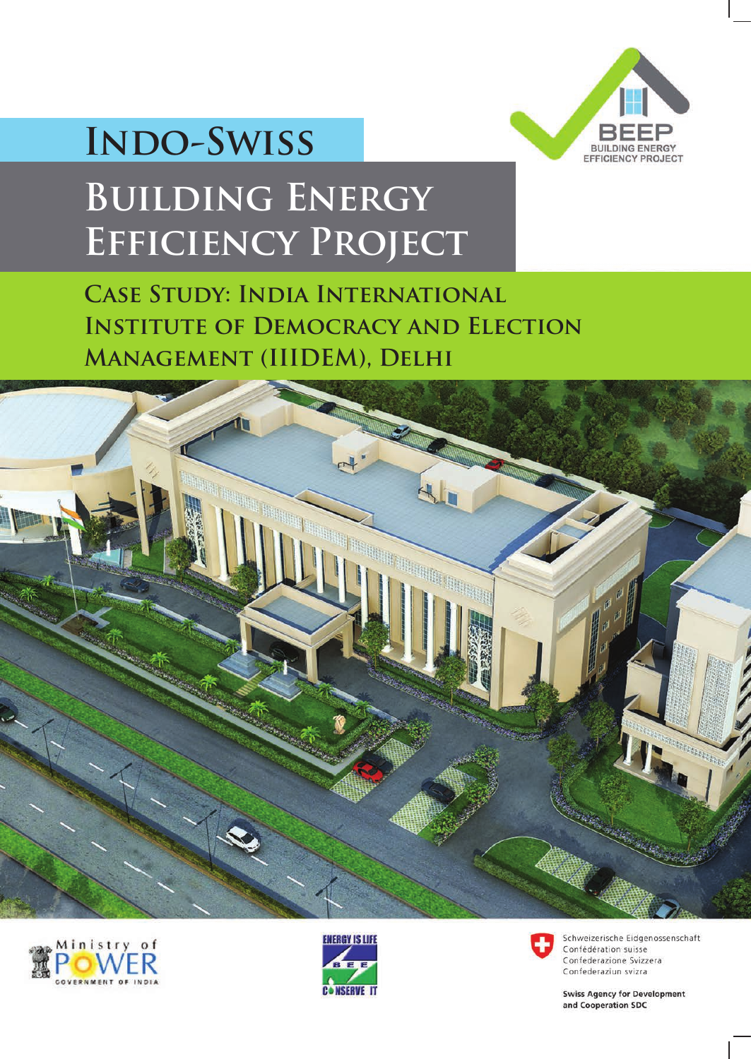# Indo-Swiss

# Building Energy Efficiency Project

BEEP
BUILDING ENERGY EFFICIENCY PROJECT

## Case Study: India International Institute of Democracy and Election Management (IIIDEM), Delhi

Ministry of POWER
GOVERNMENT OF INDIA

ENERGY IS LIFE
BEE
CONSERVE IT

Schweizerische Eidgenossenschaft
Confédération suisse
Confederazione Svizzera
Confederaziun svizra

Swiss Agency for Development and Cooperation SDC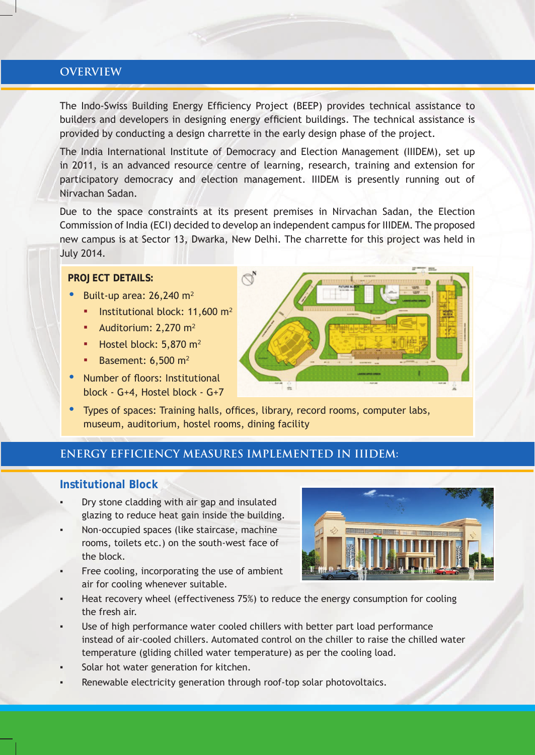## OVERVIEW

The Indo-Swiss Building Energy Efficiency Project (BEEP) provides technical assistance to builders and developers in designing energy efficient buildings. The technical assistance is provided by conducting a design charrette in the early design phase of the project.

The India International Institute of Democracy and Election Management (IIIDEM), set up in 2011, is an advanced resource centre of learning, research, training and extension for participatory democracy and election management. IIIDEM is presently running out of Nirvachan Sadan.

Due to the space constraints at its present premises in Nirvachan Sadan, the Election Commission of India (ECI) decided to develop an independent campus for IIIDEM. The proposed new campus is at Sector 13, Dwarka, New Delhi. The charrette for this project was held in July 2014.

**PROJECT DETAILS:**

- Built-up area: 26,240 $m^2$
  - Institutional block: 11,600 $m^2$
  - Auditorium: 2,270 $m^2$
  - Hostel block: 5,870 $m^2$
  - Basement: 6,500 $m^2$
- Number of floors: Institutional block - G+4, Hostel block - G+7
- Types of spaces: Training halls, offices, library, record rooms, computer labs, museum, auditorium, hostel rooms, dining facility

## ENERGY EFFICIENCY MEASURES IMPLEMENTED IN IIIDEM:

### Institutional Block

- Dry stone cladding with air gap and insulated glazing to reduce heat gain inside the building.
- Non-occupied spaces (like staircase, machine rooms, toilets etc.) on the south-west face of the block.
- Free cooling, incorporating the use of ambient air for cooling whenever suitable.
- Heat recovery wheel (effectiveness 75%) to reduce the energy consumption for cooling the fresh air.
- Use of high performance water cooled chillers with better part load performance instead of air-cooled chillers. Automated control on the chiller to raise the chilled water temperature (gliding chilled water temperature) as per the cooling load.
- Solar hot water generation for kitchen.
- Renewable electricity generation through roof-top solar photovoltaics.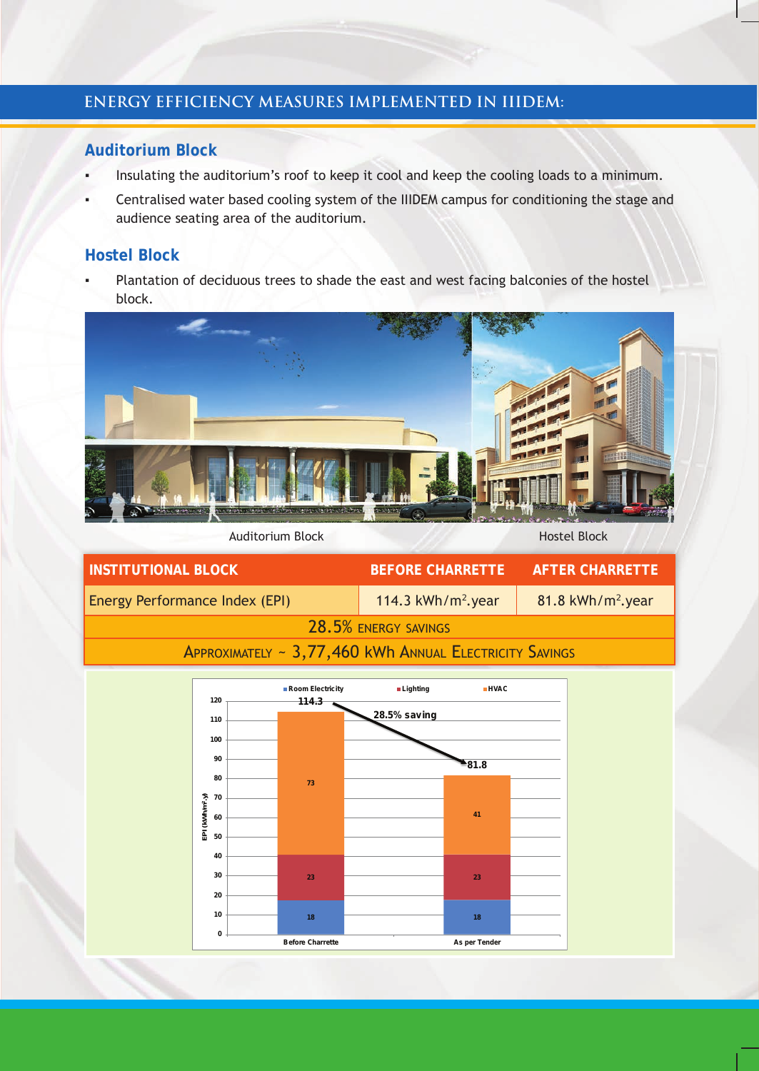## ENERGY EFFICIENCY MEASURES IMPLEMENTED IN IIIDEM:

### Auditorium Block

- Insulating the auditorium's roof to keep it cool and keep the cooling loads to a minimum.
- Centralised water based cooling system of the IIIDEM campus for conditioning the stage and audience seating area of the auditorium.

### Hostel Block

- Plantation of deciduous trees to shade the east and west facing balconies of the hostel block.

Auditorium Block

Hostel Block

| INSTITUTIONAL BLOCK | BEFORE CHARRETTE | AFTER CHARRETTE |
|---|---|---|
| Energy Performance Index (EPI) | 114.3 kWh/m$^2$.year | 81.8 kWh/m$^2$.year |
| 28.5% ENERGY SAVINGS | | |
| APPROXIMATELY ~ 3,77,460 kWh ANNUAL ELECTRICITY SAVINGS | | |

| EPI (kWh/m$^2$.y) | Before Charrette | As per Tender |
|---|---|---|
| Room Electricity | 18 | 18 |
| Lighting | 23 | 23 |
| HVAC | 73 | 41 |
| Total | 114.3 | 81.8 |

28.5% saving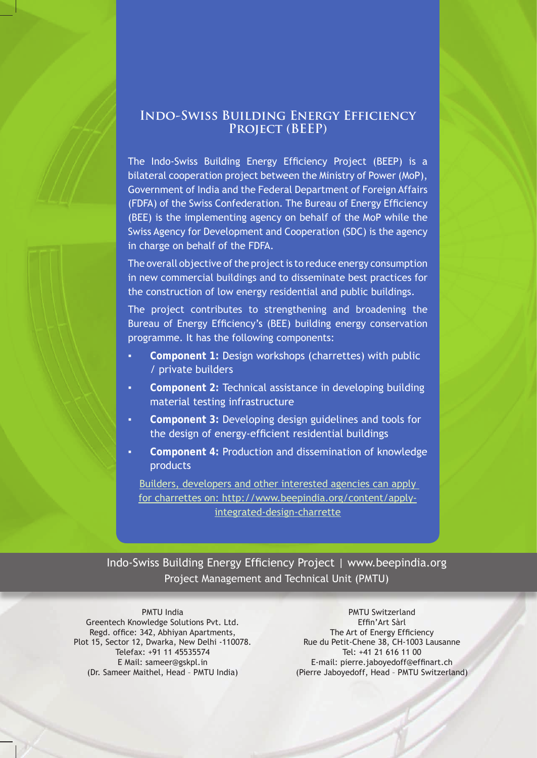## Indo-Swiss Building Energy Efficiency Project (BEEP)

The Indo-Swiss Building Energy Efficiency Project (BEEP) is a bilateral cooperation project between the Ministry of Power (MoP), Government of India and the Federal Department of Foreign Affairs (FDFA) of the Swiss Confederation. The Bureau of Energy Efficiency (BEE) is the implementing agency on behalf of the MoP while the Swiss Agency for Development and Cooperation (SDC) is the agency in charge on behalf of the FDFA.

The overall objective of the project is to reduce energy consumption in new commercial buildings and to disseminate best practices for the construction of low energy residential and public buildings.

The project contributes to strengthening and broadening the Bureau of Energy Efficiency's (BEE) building energy conservation programme. It has the following components:

- **Component 1:** Design workshops (charrettes) with public / private builders
- **Component 2:** Technical assistance in developing building material testing infrastructure
- **Component 3:** Developing design guidelines and tools for the design of energy-efficient residential buildings
- **Component 4:** Production and dissemination of knowledge products

Builders, developers and other interested agencies can apply for charrettes on: http://www.beepindia.org/content/apply-integrated-design-charrette

Indo-Swiss Building Energy Efficiency Project | www.beepindia.org
Project Management and Technical Unit (PMTU)

PMTU India
Greentech Knowledge Solutions Pvt. Ltd.
Regd. office: 342, Abhiyan Apartments,
Plot 15, Sector 12, Dwarka, New Delhi -110078.
Telefax: +91 11 45535574
E Mail: sameer@gskpl.in
(Dr. Sameer Maithel, Head – PMTU India)

PMTU Switzerland
Effin'Art Sàrl
The Art of Energy Efficiency
Rue du Petit-Chene 38, CH-1003 Lausanne
Tel: +41 21 616 11 00
E-mail: pierre.jaboyedoff@effinart.ch
(Pierre Jaboyedoff, Head – PMTU Switzerland)